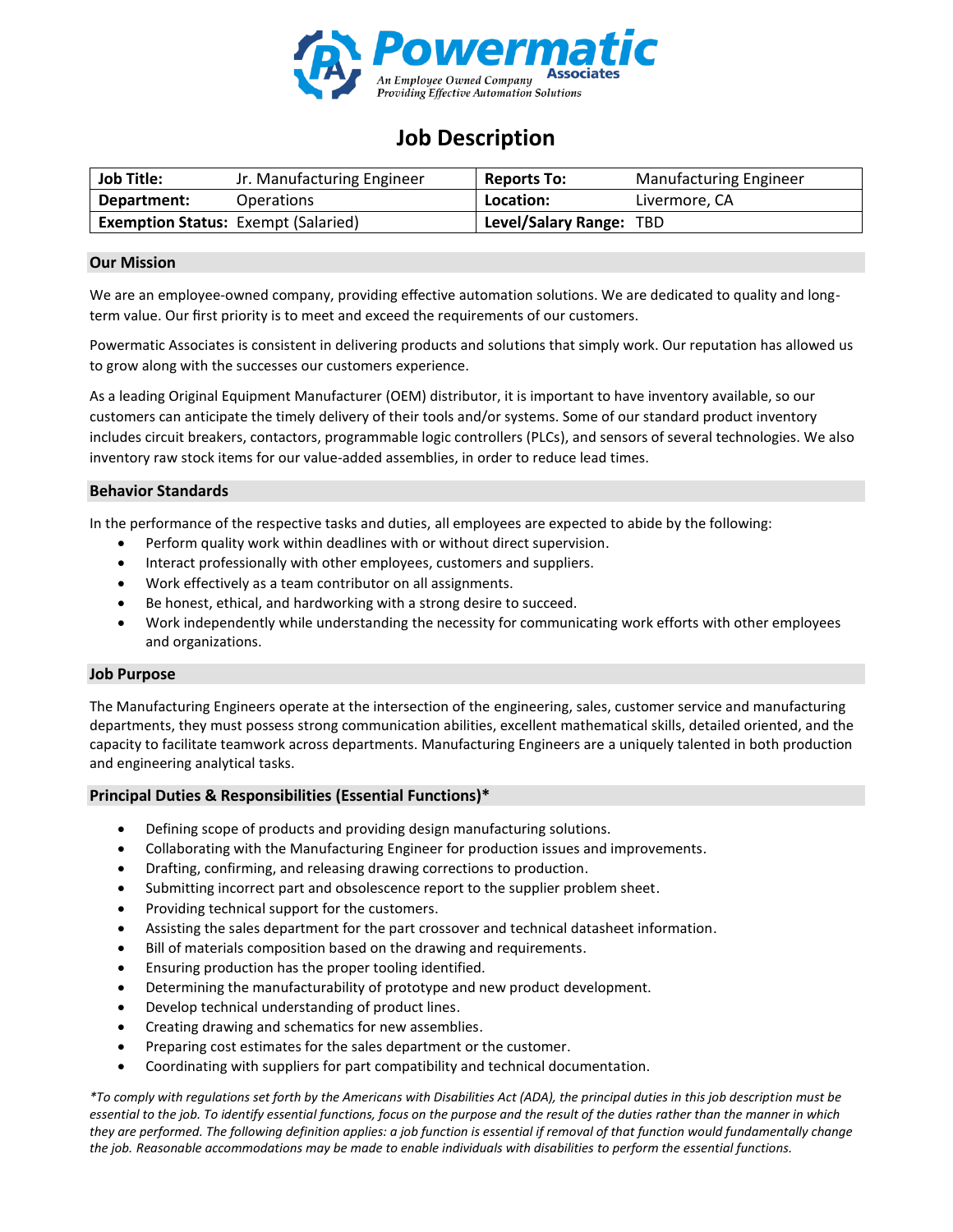Powermatic Associates
An Employee Owned Company
Providing Effective Automation Solutions

# Job Description

| Job Title: | Jr. Manufacturing Engineer | Reports To: | Manufacturing Engineer |
|---|---|---|---|
| Department: | Operations | Location: | Livermore, CA |
| Exemption Status: | Exempt (Salaried) | Level/Salary Range: | TBD |

## Our Mission

We are an employee-owned company, providing effective automation solutions. We are dedicated to quality and long-term value. Our first priority is to meet and exceed the requirements of our customers.

Powermatic Associates is consistent in delivering products and solutions that simply work. Our reputation has allowed us to grow along with the successes our customers experience.

As a leading Original Equipment Manufacturer (OEM) distributor, it is important to have inventory available, so our customers can anticipate the timely delivery of their tools and/or systems. Some of our standard product inventory includes circuit breakers, contactors, programmable logic controllers (PLCs), and sensors of several technologies. We also inventory raw stock items for our value-added assemblies, in order to reduce lead times.

## Behavior Standards

In the performance of the respective tasks and duties, all employees are expected to abide by the following:

- Perform quality work within deadlines with or without direct supervision.
- Interact professionally with other employees, customers and suppliers.
- Work effectively as a team contributor on all assignments.
- Be honest, ethical, and hardworking with a strong desire to succeed.
- Work independently while understanding the necessity for communicating work efforts with other employees and organizations.

## Job Purpose

The Manufacturing Engineers operate at the intersection of the engineering, sales, customer service and manufacturing departments, they must possess strong communication abilities, excellent mathematical skills, detailed oriented, and the capacity to facilitate teamwork across departments. Manufacturing Engineers are a uniquely talented in both production and engineering analytical tasks.

## Principal Duties & Responsibilities (Essential Functions)*

- Defining scope of products and providing design manufacturing solutions.
- Collaborating with the Manufacturing Engineer for production issues and improvements.
- Drafting, confirming, and releasing drawing corrections to production.
- Submitting incorrect part and obsolescence report to the supplier problem sheet.
- Providing technical support for the customers.
- Assisting the sales department for the part crossover and technical datasheet information.
- Bill of materials composition based on the drawing and requirements.
- Ensuring production has the proper tooling identified.
- Determining the manufacturability of prototype and new product development.
- Develop technical understanding of product lines.
- Creating drawing and schematics for new assemblies.
- Preparing cost estimates for the sales department or the customer.
- Coordinating with suppliers for part compatibility and technical documentation.

*\*To comply with regulations set forth by the Americans with Disabilities Act (ADA), the principal duties in this job description must be essential to the job. To identify essential functions, focus on the purpose and the result of the duties rather than the manner in which they are performed. The following definition applies: a job function is essential if removal of that function would fundamentally change the job. Reasonable accommodations may be made to enable individuals with disabilities to perform the essential functions.*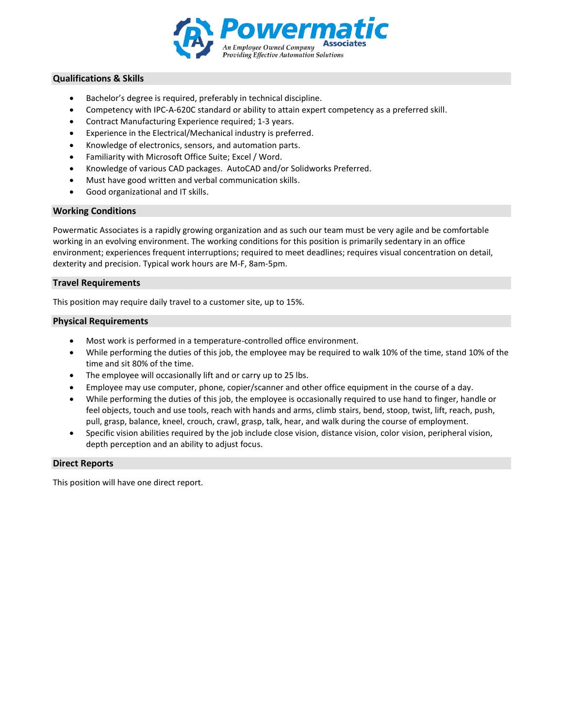## Qualifications & Skills

- Bachelor's degree is required, preferably in technical discipline.
- Competency with IPC-A-620C standard or ability to attain expert competency as a preferred skill.
- Contract Manufacturing Experience required; 1-3 years.
- Experience in the Electrical/Mechanical industry is preferred.
- Knowledge of electronics, sensors, and automation parts.
- Familiarity with Microsoft Office Suite; Excel / Word.
- Knowledge of various CAD packages. AutoCAD and/or Solidworks Preferred.
- Must have good written and verbal communication skills.
- Good organizational and IT skills.

## Working Conditions

Powermatic Associates is a rapidly growing organization and as such our team must be very agile and be comfortable working in an evolving environment. The working conditions for this position is primarily sedentary in an office environment; experiences frequent interruptions; required to meet deadlines; requires visual concentration on detail, dexterity and precision. Typical work hours are M-F, 8am-5pm.

## Travel Requirements

This position may require daily travel to a customer site, up to 15%.

## Physical Requirements

- Most work is performed in a temperature-controlled office environment.
- While performing the duties of this job, the employee may be required to walk 10% of the time, stand 10% of the time and sit 80% of the time.
- The employee will occasionally lift and or carry up to 25 lbs.
- Employee may use computer, phone, copier/scanner and other office equipment in the course of a day.
- While performing the duties of this job, the employee is occasionally required to use hand to finger, handle or feel objects, touch and use tools, reach with hands and arms, climb stairs, bend, stoop, twist, lift, reach, push, pull, grasp, balance, kneel, crouch, crawl, grasp, talk, hear, and walk during the course of employment.
- Specific vision abilities required by the job include close vision, distance vision, color vision, peripheral vision, depth perception and an ability to adjust focus.

## Direct Reports

This position will have one direct report.